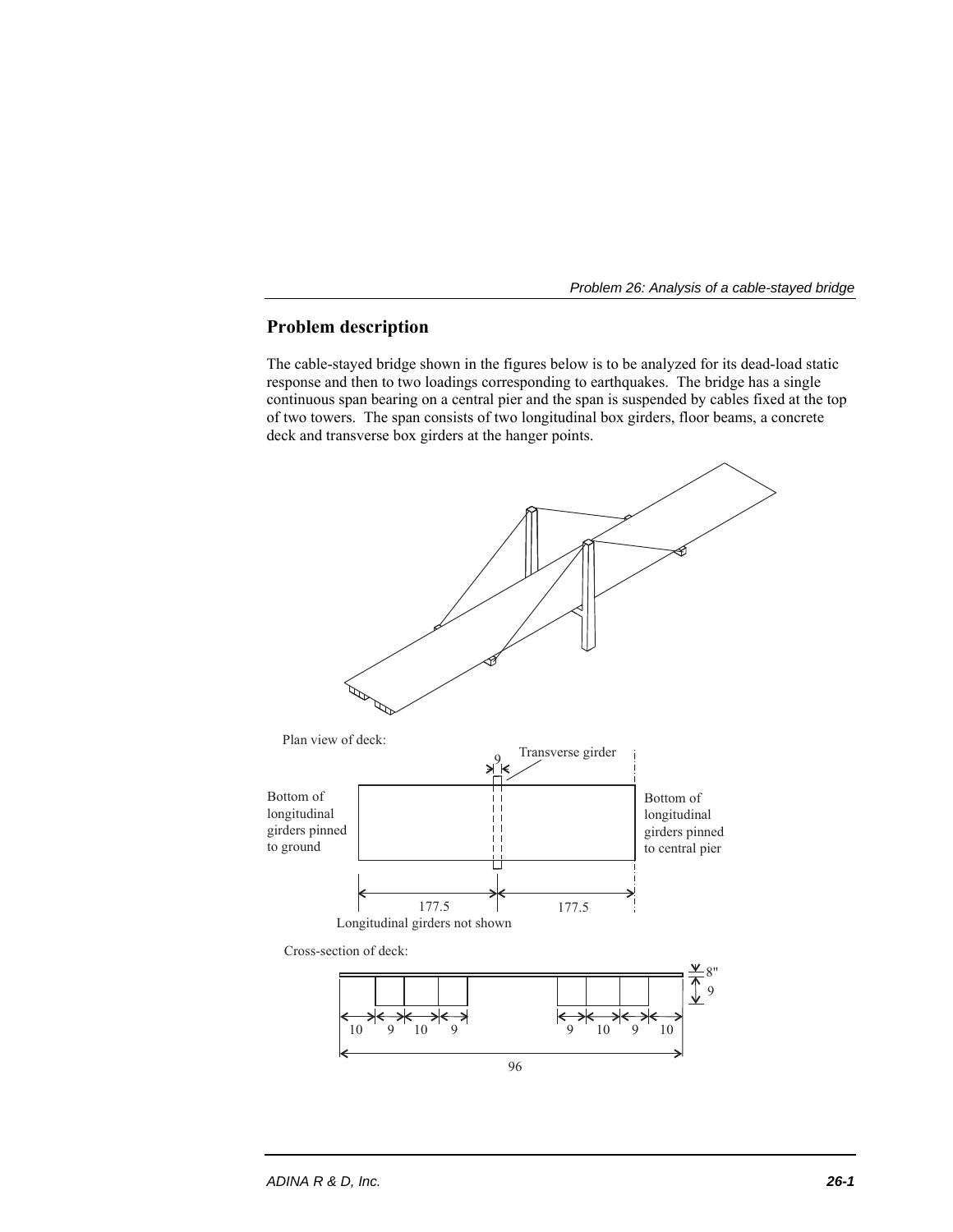## Problem description

The cable-stayed bridge shown in the figures below is to be analyzed for its dead-load static response and then to two loadings corresponding to earthquakes. The bridge has a single continuous span bearing on a central pier and the span is suspended by cables fixed at the top of two towers. The span consists of two longitudinal box girders, floor beams, a concrete deck and transverse box girders at the hanger points.

Plan view of deck:

9

Transverse girder

Bottom of longitudinal girders pinned to ground

Bottom of longitudinal girders pinned to central pier

177.5 177.5

Longitudinal girders not shown

Cross-section of deck:

8"

9

10 9 10 9 9 10 9 10

96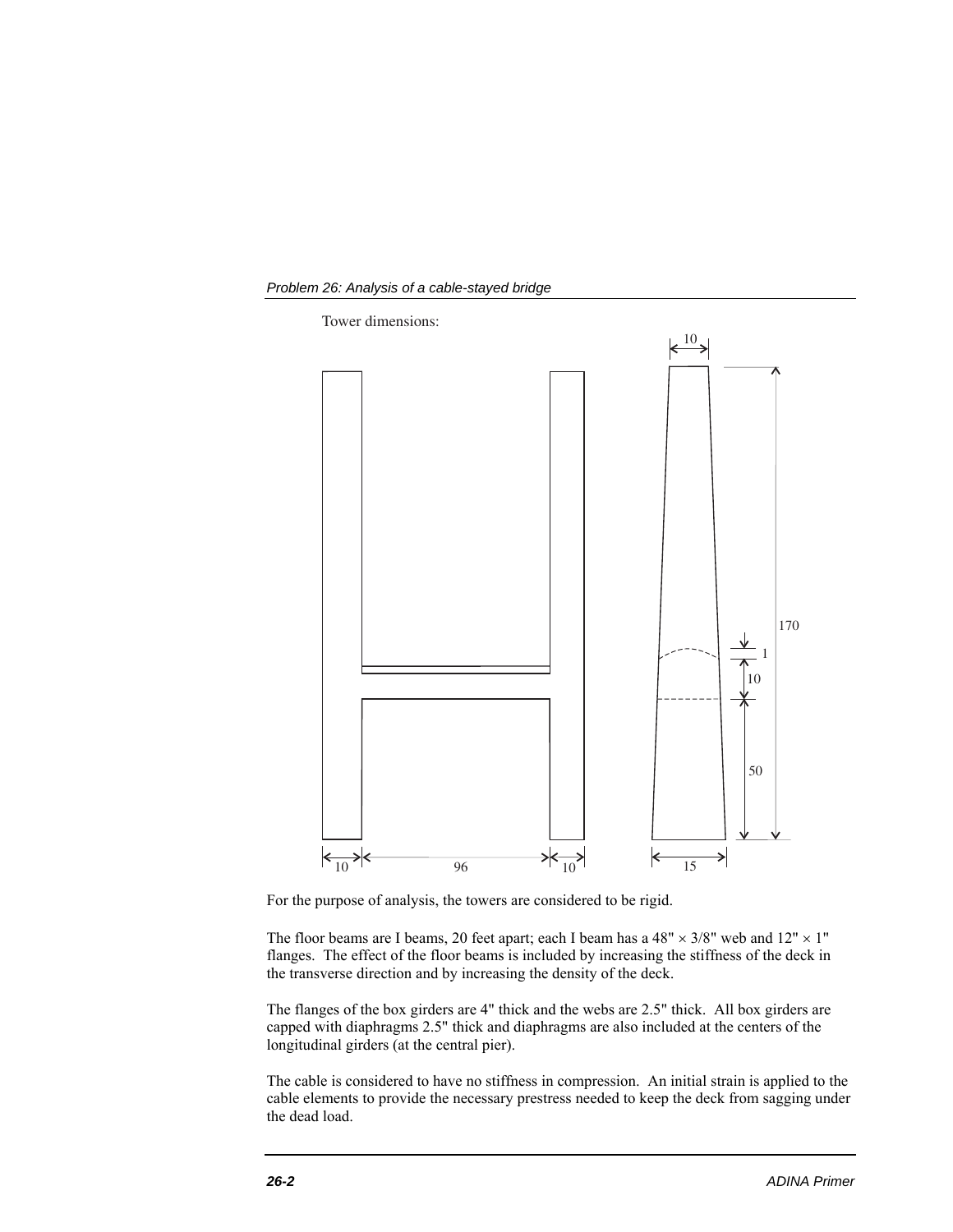Tower dimensions:

For the purpose of analysis, the towers are considered to be rigid.

The floor beams are I beams, 20 feet apart; each I beam has a 48" × 3/8" web and 12" × 1" flanges. The effect of the floor beams is included by increasing the stiffness of the deck in the transverse direction and by increasing the density of the deck.

The flanges of the box girders are 4" thick and the webs are 2.5" thick. All box girders are capped with diaphragms 2.5" thick and diaphragms are also included at the centers of the longitudinal girders (at the central pier).

The cable is considered to have no stiffness in compression. An initial strain is applied to the cable elements to provide the necessary prestress needed to keep the deck from sagging under the dead load.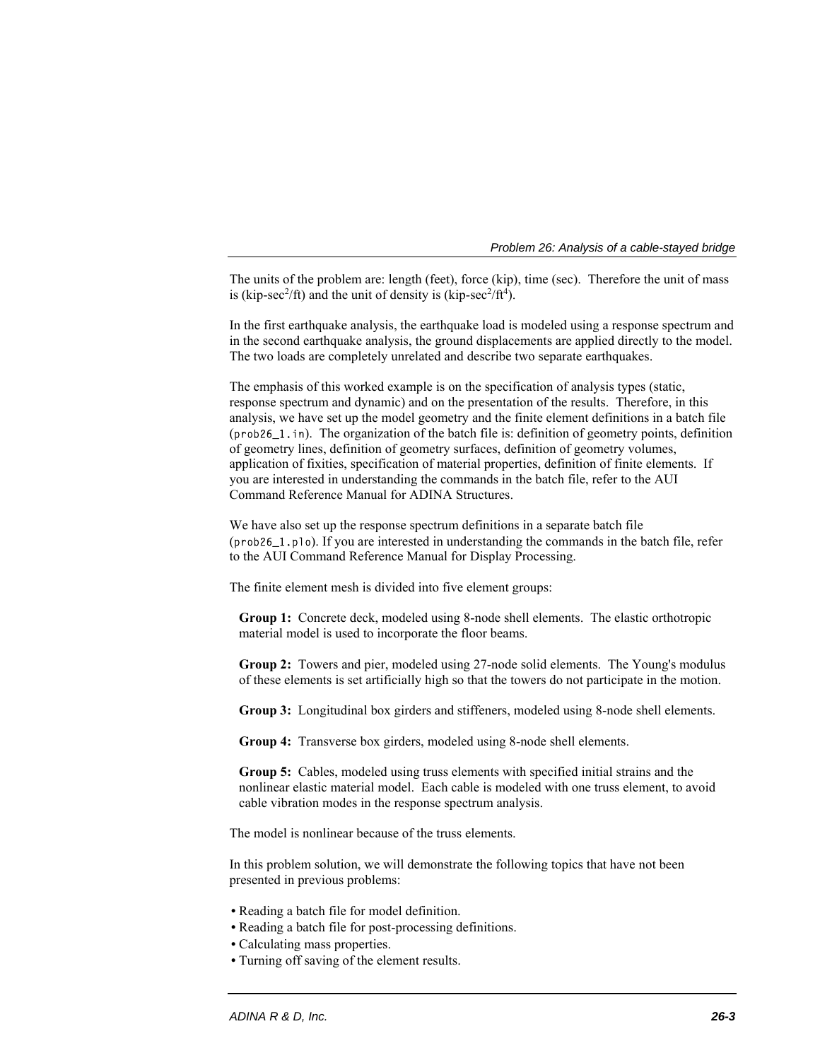The units of the problem are: length (feet), force (kip), time (sec). Therefore the unit of mass is (kip-sec$^2$/ft) and the unit of density is (kip-sec$^2$/ft$^4$).

In the first earthquake analysis, the earthquake load is modeled using a response spectrum and in the second earthquake analysis, the ground displacements are applied directly to the model. The two loads are completely unrelated and describe two separate earthquakes.

The emphasis of this worked example is on the specification of analysis types (static, response spectrum and dynamic) and on the presentation of the results. Therefore, in this analysis, we have set up the model geometry and the finite element definitions in a batch file (`prob26_1.in`). The organization of the batch file is: definition of geometry points, definition of geometry lines, definition of geometry surfaces, definition of geometry volumes, application of fixities, specification of material properties, definition of finite elements. If you are interested in understanding the commands in the batch file, refer to the AUI Command Reference Manual for ADINA Structures.

We have also set up the response spectrum definitions in a separate batch file (`prob26_1.plo`). If you are interested in understanding the commands in the batch file, refer to the AUI Command Reference Manual for Display Processing.

The finite element mesh is divided into five element groups:

**Group 1:** Concrete deck, modeled using 8-node shell elements. The elastic orthotropic material model is used to incorporate the floor beams.

**Group 2:** Towers and pier, modeled using 27-node solid elements. The Young's modulus of these elements is set artificially high so that the towers do not participate in the motion.

**Group 3:** Longitudinal box girders and stiffeners, modeled using 8-node shell elements.

**Group 4:** Transverse box girders, modeled using 8-node shell elements.

**Group 5:** Cables, modeled using truss elements with specified initial strains and the nonlinear elastic material model. Each cable is modeled with one truss element, to avoid cable vibration modes in the response spectrum analysis.

The model is nonlinear because of the truss elements.

In this problem solution, we will demonstrate the following topics that have not been presented in previous problems:

- Reading a batch file for model definition.
- Reading a batch file for post-processing definitions.
- Calculating mass properties.
- Turning off saving of the element results.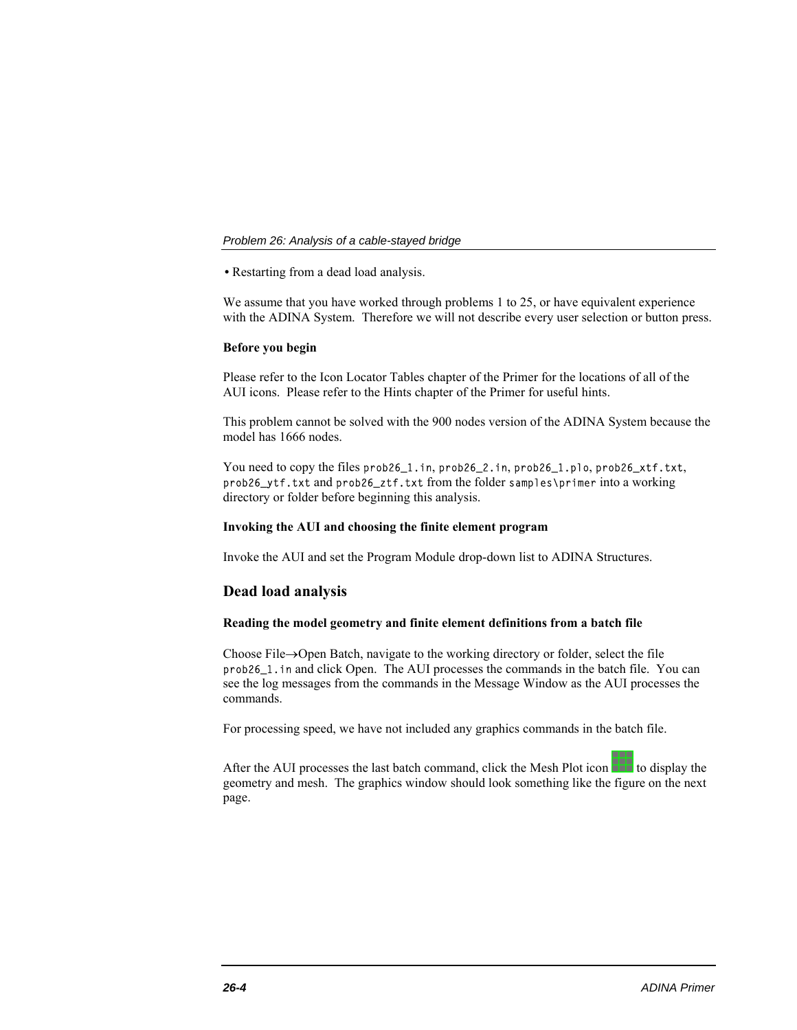• Restarting from a dead load analysis.

We assume that you have worked through problems 1 to 25, or have equivalent experience with the ADINA System. Therefore we will not describe every user selection or button press.

**Before you begin**

Please refer to the Icon Locator Tables chapter of the Primer for the locations of all of the AUI icons. Please refer to the Hints chapter of the Primer for useful hints.

This problem cannot be solved with the 900 nodes version of the ADINA System because the model has 1666 nodes.

You need to copy the files `prob26_1.in`, `prob26_2.in`, `prob26_1.plo`, `prob26_xtf.txt`, `prob26_ytf.txt` and `prob26_ztf.txt` from the folder `samples\primer` into a working directory or folder before beginning this analysis.

**Invoking the AUI and choosing the finite element program**

Invoke the AUI and set the Program Module drop-down list to ADINA Structures.

## Dead load analysis

**Reading the model geometry and finite element definitions from a batch file**

Choose File→Open Batch, navigate to the working directory or folder, select the file `prob26_1.in` and click Open. The AUI processes the commands in the batch file. You can see the log messages from the commands in the Message Window as the AUI processes the commands.

For processing speed, we have not included any graphics commands in the batch file.

After the AUI processes the last batch command, click the Mesh Plot icon to display the geometry and mesh. The graphics window should look something like the figure on the next page.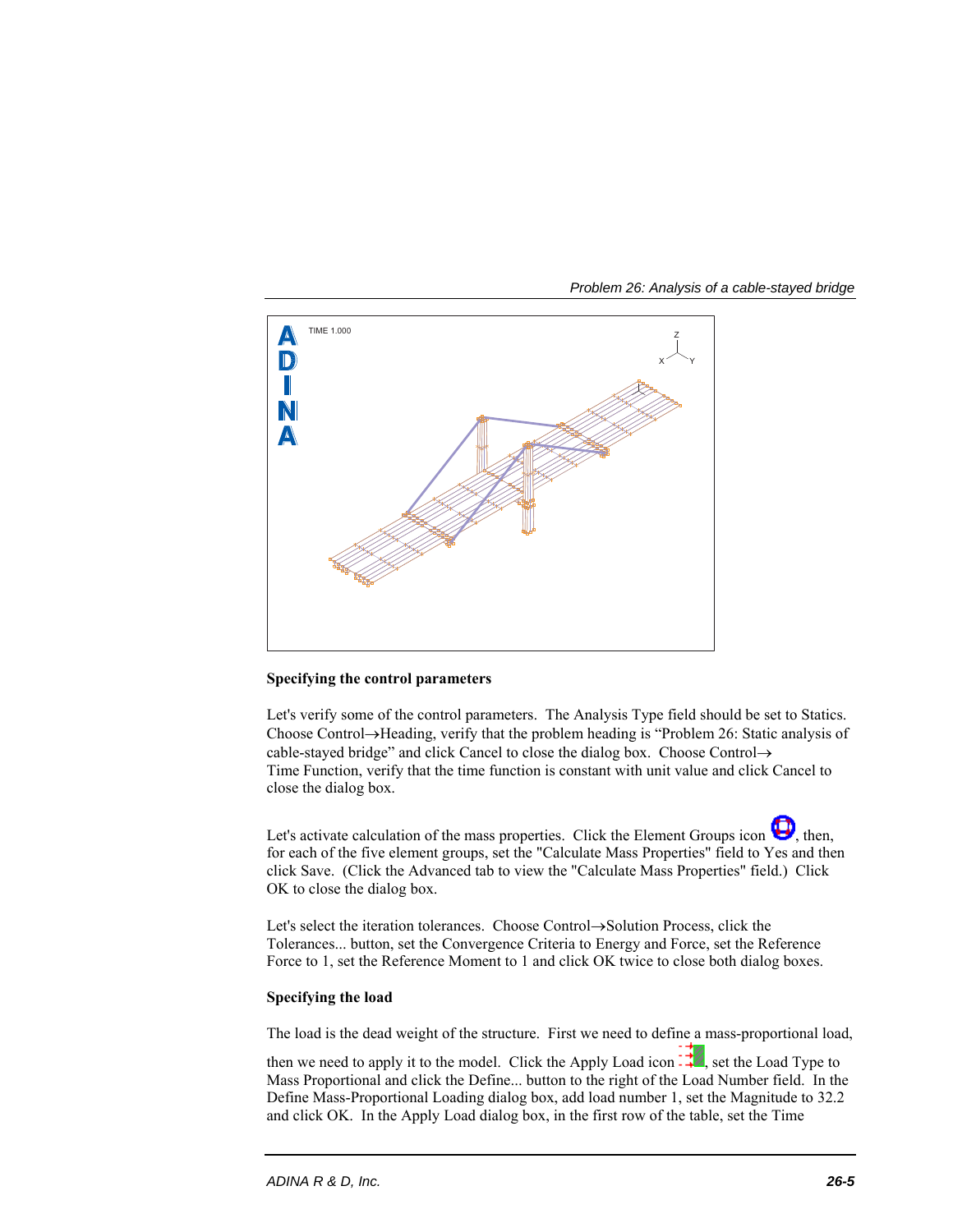## Specifying the control parameters

Let's verify some of the control parameters. The Analysis Type field should be set to Statics. Choose Control→Heading, verify that the problem heading is "Problem 26: Static analysis of cable-stayed bridge" and click Cancel to close the dialog box. Choose Control→Time Function, verify that the time function is constant with unit value and click Cancel to close the dialog box.

Let's activate calculation of the mass properties. Click the Element Groups icon, then, for each of the five element groups, set the "Calculate Mass Properties" field to Yes and then click Save. (Click the Advanced tab to view the "Calculate Mass Properties" field.) Click OK to close the dialog box.

Let's select the iteration tolerances. Choose Control→Solution Process, click the Tolerances... button, set the Convergence Criteria to Energy and Force, set the Reference Force to 1, set the Reference Moment to 1 and click OK twice to close both dialog boxes.

## Specifying the load

The load is the dead weight of the structure. First we need to define a mass-proportional load, then we need to apply it to the model. Click the Apply Load icon, set the Load Type to Mass Proportional and click the Define... button to the right of the Load Number field. In the Define Mass-Proportional Loading dialog box, add load number 1, set the Magnitude to 32.2 and click OK. In the Apply Load dialog box, in the first row of the table, set the Time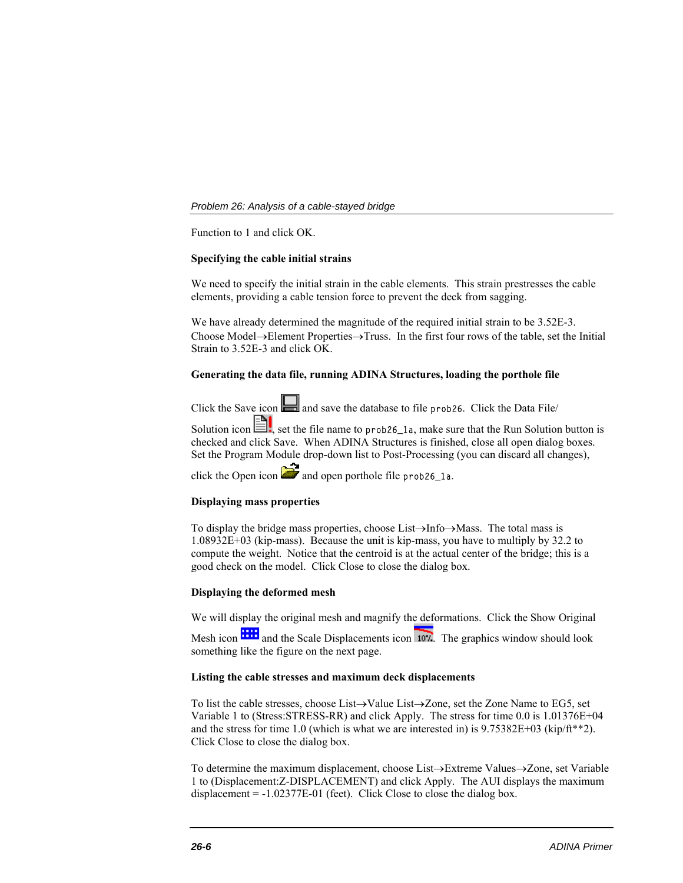Function to 1 and click OK.

**Specifying the cable initial strains**

We need to specify the initial strain in the cable elements. This strain prestresses the cable elements, providing a cable tension force to prevent the deck from sagging.

We have already determined the magnitude of the required initial strain to be 3.52E-3. Choose Model→Element Properties→Truss. In the first four rows of the table, set the Initial Strain to 3.52E-3 and click OK.

**Generating the data file, running ADINA Structures, loading the porthole file**

Click the Save icon and save the database to file `prob26`. Click the Data File/ Solution icon, set the file name to `prob26_1a`, make sure that the Run Solution button is checked and click Save. When ADINA Structures is finished, close all open dialog boxes. Set the Program Module drop-down list to Post-Processing (you can discard all changes), click the Open icon and open porthole file `prob26_1a`.

**Displaying mass properties**

To display the bridge mass properties, choose List→Info→Mass. The total mass is 1.08932E+03 (kip-mass). Because the unit is kip-mass, you have to multiply by 32.2 to compute the weight. Notice that the centroid is at the actual center of the bridge; this is a good check on the model. Click Close to close the dialog box.

**Displaying the deformed mesh**

We will display the original mesh and magnify the deformations. Click the Show Original Mesh icon and the Scale Displacements icon. The graphics window should look something like the figure on the next page.

**Listing the cable stresses and maximum deck displacements**

To list the cable stresses, choose List→Value List→Zone, set the Zone Name to EG5, set Variable 1 to (Stress:STRESS-RR) and click Apply. The stress for time 0.0 is 1.01376E+04 and the stress for time 1.0 (which is what we are interested in) is 9.75382E+03 (kip/ft**2). Click Close to close the dialog box.

To determine the maximum displacement, choose List→Extreme Values→Zone, set Variable 1 to (Displacement:Z-DISPLACEMENT) and click Apply. The AUI displays the maximum displacement = -1.02377E-01 (feet). Click Close to close the dialog box.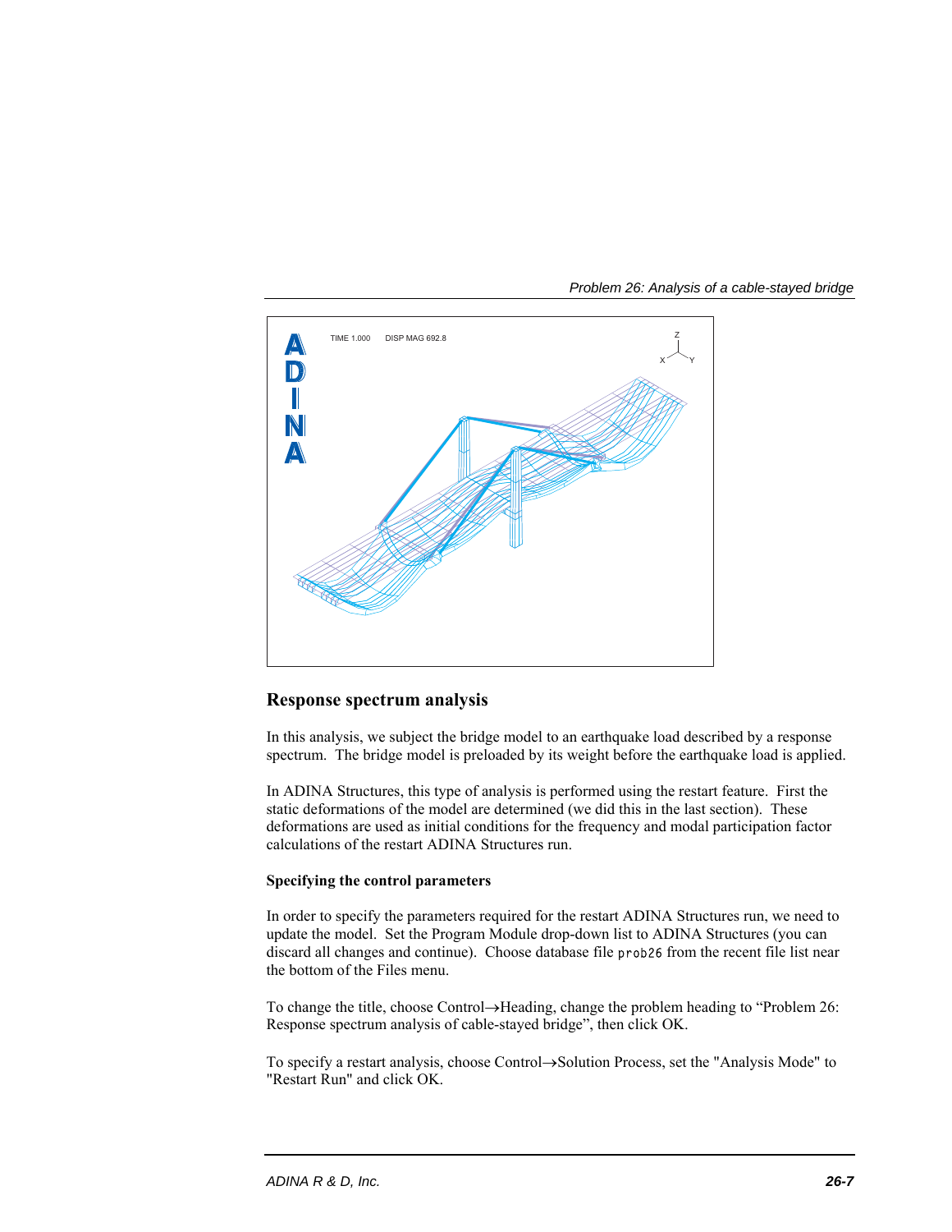## Response spectrum analysis

In this analysis, we subject the bridge model to an earthquake load described by a response spectrum. The bridge model is preloaded by its weight before the earthquake load is applied.

In ADINA Structures, this type of analysis is performed using the restart feature. First the static deformations of the model are determined (we did this in the last section). These deformations are used as initial conditions for the frequency and modal participation factor calculations of the restart ADINA Structures run.

### Specifying the control parameters

In order to specify the parameters required for the restart ADINA Structures run, we need to update the model. Set the Program Module drop-down list to ADINA Structures (you can discard all changes and continue). Choose database file `prob26` from the recent file list near the bottom of the Files menu.

To change the title, choose Control→Heading, change the problem heading to "Problem 26: Response spectrum analysis of cable-stayed bridge", then click OK.

To specify a restart analysis, choose Control→Solution Process, set the "Analysis Mode" to "Restart Run" and click OK.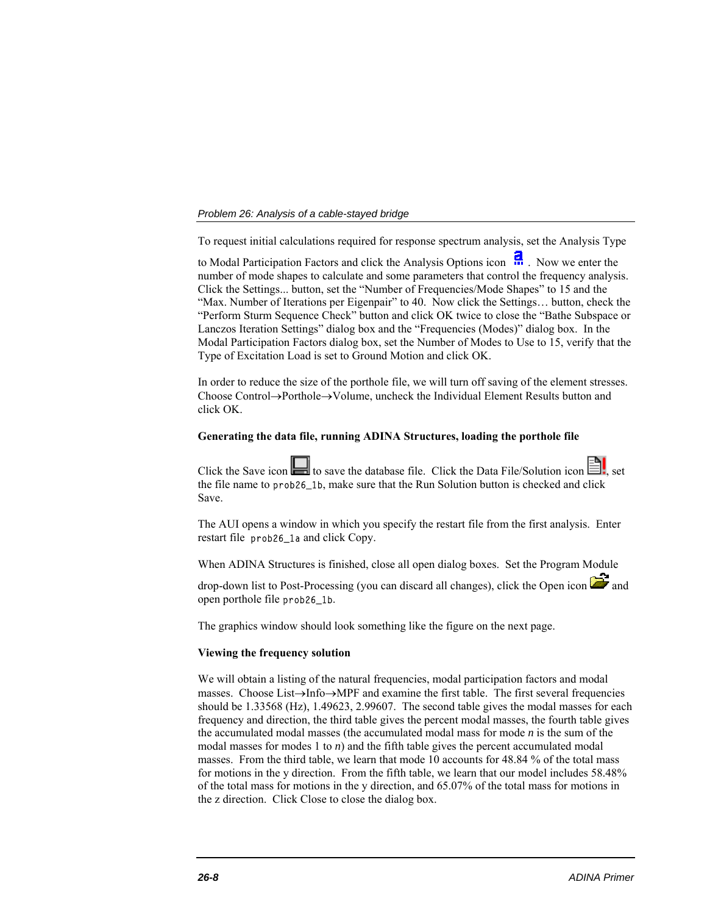To request initial calculations required for response spectrum analysis, set the Analysis Type to Modal Participation Factors and click the Analysis Options icon. Now we enter the number of mode shapes to calculate and some parameters that control the frequency analysis. Click the Settings... button, set the "Number of Frequencies/Mode Shapes" to 15 and the "Max. Number of Iterations per Eigenpair" to 40. Now click the Settings… button, check the "Perform Sturm Sequence Check" button and click OK twice to close the "Bathe Subspace or Lanczos Iteration Settings" dialog box and the "Frequencies (Modes)" dialog box. In the Modal Participation Factors dialog box, set the Number of Modes to Use to 15, verify that the Type of Excitation Load is set to Ground Motion and click OK.

In order to reduce the size of the porthole file, we will turn off saving of the element stresses. Choose Control→Porthole→Volume, uncheck the Individual Element Results button and click OK.

**Generating the data file, running ADINA Structures, loading the porthole file**

Click the Save icon to save the database file. Click the Data File/Solution icon, set the file name to `prob26_1b`, make sure that the Run Solution button is checked and click Save.

The AUI opens a window in which you specify the restart file from the first analysis. Enter restart file `prob26_1a` and click Copy.

When ADINA Structures is finished, close all open dialog boxes. Set the Program Module drop-down list to Post-Processing (you can discard all changes), click the Open icon and open porthole file `prob26_1b`.

The graphics window should look something like the figure on the next page.

**Viewing the frequency solution**

We will obtain a listing of the natural frequencies, modal participation factors and modal masses. Choose List→Info→MPF and examine the first table. The first several frequencies should be 1.33568 (Hz), 1.49623, 2.99607. The second table gives the modal masses for each frequency and direction, the third table gives the percent modal masses, the fourth table gives the accumulated modal masses (the accumulated modal mass for mode *n* is the sum of the modal masses for modes 1 to *n*) and the fifth table gives the percent accumulated modal masses. From the third table, we learn that mode 10 accounts for 48.84 % of the total mass for motions in the y direction. From the fifth table, we learn that our model includes 58.48% of the total mass for motions in the y direction, and 65.07% of the total mass for motions in the z direction. Click Close to close the dialog box.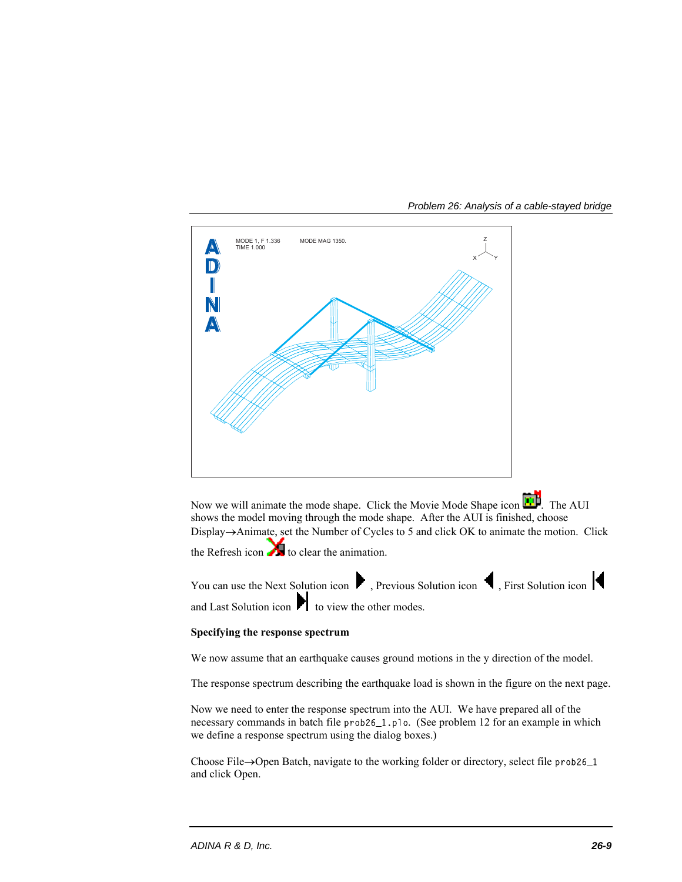Now we will animate the mode shape. Click the Movie Mode Shape icon. The AUI shows the model moving through the mode shape. After the AUI is finished, choose Display→Animate, set the Number of Cycles to 5 and click OK to animate the motion. Click the Refresh icon to clear the animation.

You can use the Next Solution icon, Previous Solution icon, First Solution icon and Last Solution icon to view the other modes.

**Specifying the response spectrum**

We now assume that an earthquake causes ground motions in the y direction of the model.

The response spectrum describing the earthquake load is shown in the figure on the next page.

Now we need to enter the response spectrum into the AUI. We have prepared all of the necessary commands in batch file `prob26_1.plo`. (See problem 12 for an example in which we define a response spectrum using the dialog boxes.)

Choose File→Open Batch, navigate to the working folder or directory, select file `prob26_1` and click Open.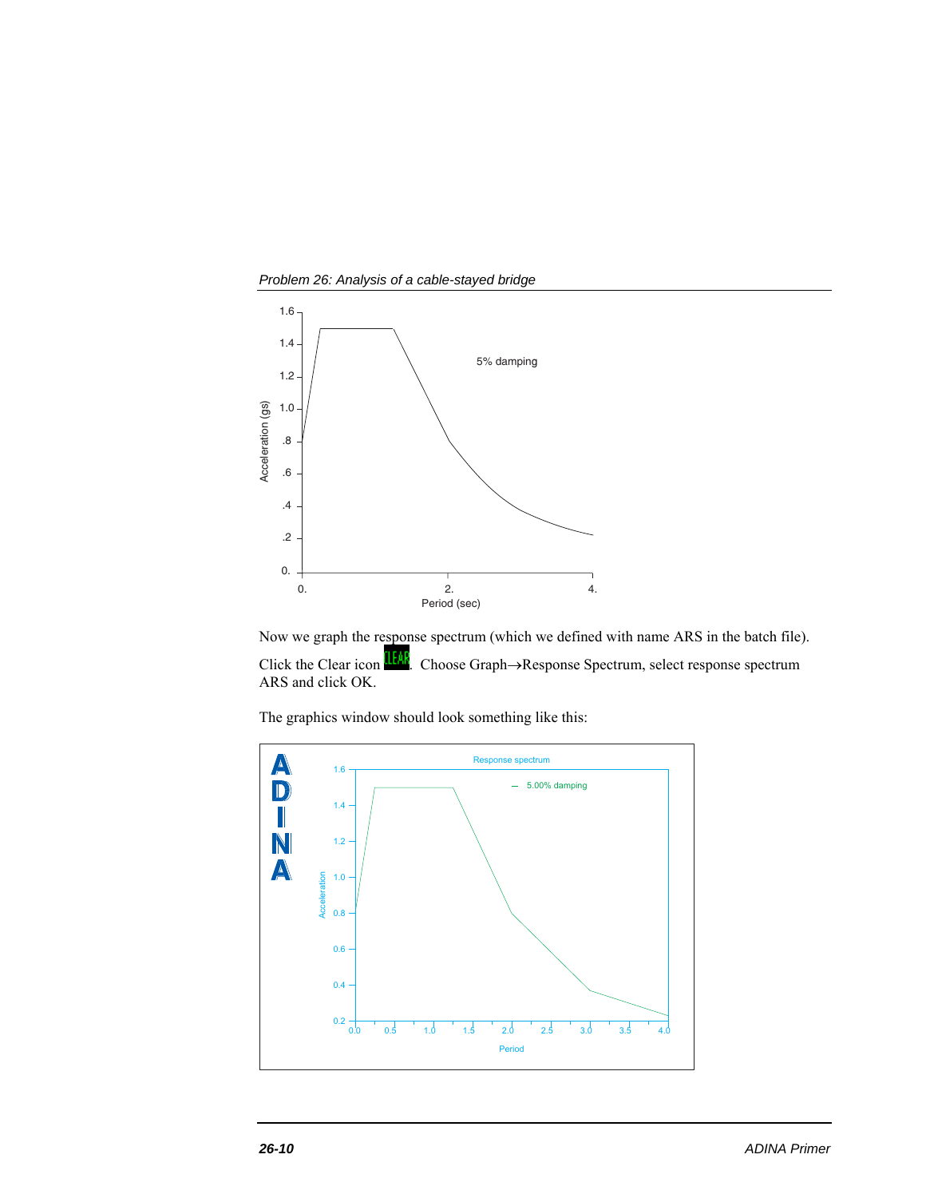Now we graph the response spectrum (which we defined with name ARS in the batch file). Click the Clear icon CLEAR. Choose Graph→Response Spectrum, select response spectrum ARS and click OK.

The graphics window should look something like this: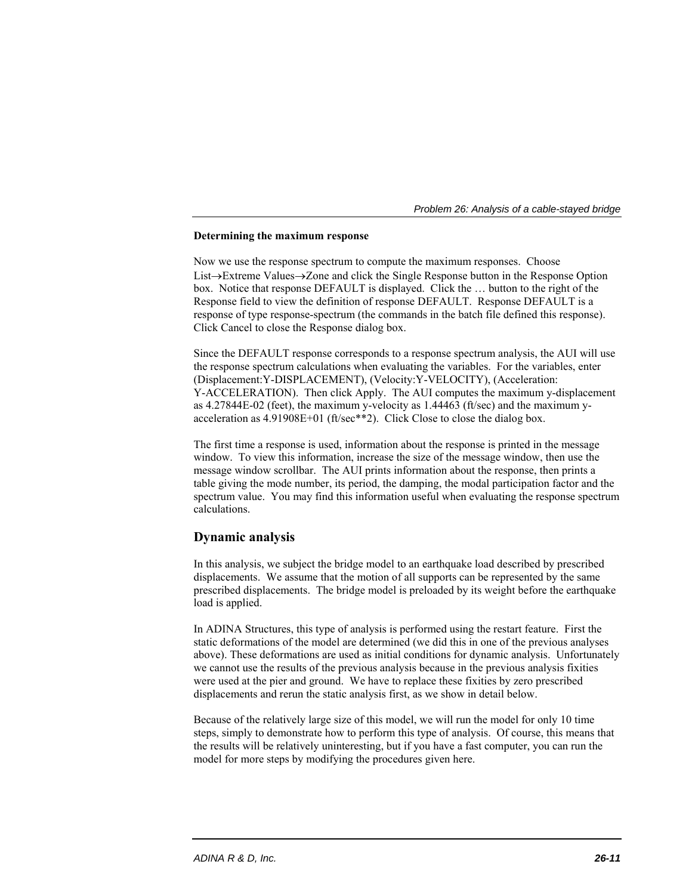**Determining the maximum response**

Now we use the response spectrum to compute the maximum responses. Choose List→Extreme Values→Zone and click the Single Response button in the Response Option box. Notice that response DEFAULT is displayed. Click the … button to the right of the Response field to view the definition of response DEFAULT. Response DEFAULT is a response of type response-spectrum (the commands in the batch file defined this response). Click Cancel to close the Response dialog box.

Since the DEFAULT response corresponds to a response spectrum analysis, the AUI will use the response spectrum calculations when evaluating the variables. For the variables, enter (Displacement:Y-DISPLACEMENT), (Velocity:Y-VELOCITY), (Acceleration: Y-ACCELERATION). Then click Apply. The AUI computes the maximum y-displacement as 4.27844E-02 (feet), the maximum y-velocity as 1.44463 (ft/sec) and the maximum y-acceleration as 4.91908E+01 (ft/sec**2). Click Close to close the dialog box.

The first time a response is used, information about the response is printed in the message window. To view this information, increase the size of the message window, then use the message window scrollbar. The AUI prints information about the response, then prints a table giving the mode number, its period, the damping, the modal participation factor and the spectrum value. You may find this information useful when evaluating the response spectrum calculations.

## Dynamic analysis

In this analysis, we subject the bridge model to an earthquake load described by prescribed displacements. We assume that the motion of all supports can be represented by the same prescribed displacements. The bridge model is preloaded by its weight before the earthquake load is applied.

In ADINA Structures, this type of analysis is performed using the restart feature. First the static deformations of the model are determined (we did this in one of the previous analyses above). These deformations are used as initial conditions for dynamic analysis. Unfortunately we cannot use the results of the previous analysis because in the previous analysis fixities were used at the pier and ground. We have to replace these fixities by zero prescribed displacements and rerun the static analysis first, as we show in detail below.

Because of the relatively large size of this model, we will run the model for only 10 time steps, simply to demonstrate how to perform this type of analysis. Of course, this means that the results will be relatively uninteresting, but if you have a fast computer, you can run the model for more steps by modifying the procedures given here.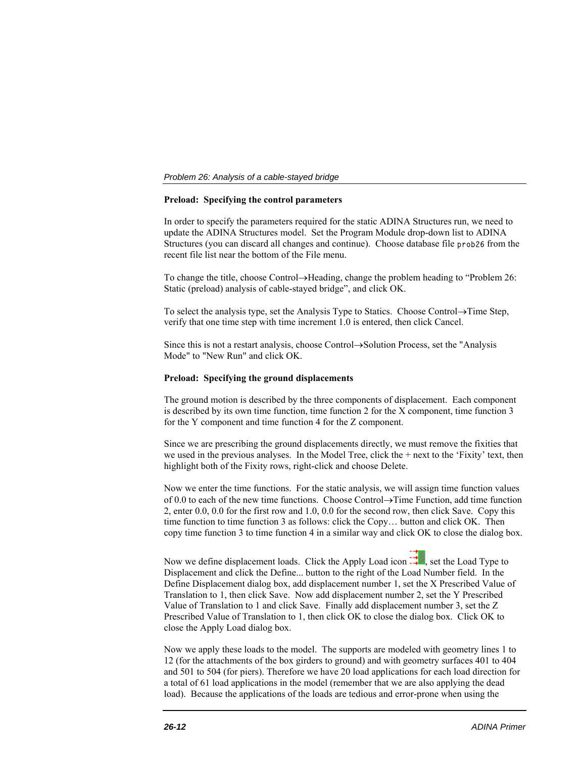**Preload: Specifying the control parameters**

In order to specify the parameters required for the static ADINA Structures run, we need to update the ADINA Structures model. Set the Program Module drop-down list to ADINA Structures (you can discard all changes and continue). Choose database file `prob26` from the recent file list near the bottom of the File menu.

To change the title, choose Control→Heading, change the problem heading to "Problem 26: Static (preload) analysis of cable-stayed bridge", and click OK.

To select the analysis type, set the Analysis Type to Statics. Choose Control→Time Step, verify that one time step with time increment 1.0 is entered, then click Cancel.

Since this is not a restart analysis, choose Control→Solution Process, set the "Analysis Mode" to "New Run" and click OK.

**Preload: Specifying the ground displacements**

The ground motion is described by the three components of displacement. Each component is described by its own time function, time function 2 for the X component, time function 3 for the Y component and time function 4 for the Z component.

Since we are prescribing the ground displacements directly, we must remove the fixities that we used in the previous analyses. In the Model Tree, click the + next to the 'Fixity' text, then highlight both of the Fixity rows, right-click and choose Delete.

Now we enter the time functions. For the static analysis, we will assign time function values of 0.0 to each of the new time functions. Choose Control→Time Function, add time function 2, enter 0.0, 0.0 for the first row and 1.0, 0.0 for the second row, then click Save. Copy this time function to time function 3 as follows: click the Copy… button and click OK. Then copy time function 3 to time function 4 in a similar way and click OK to close the dialog box.

Now we define displacement loads. Click the Apply Load icon, set the Load Type to Displacement and click the Define... button to the right of the Load Number field. In the Define Displacement dialog box, add displacement number 1, set the X Prescribed Value of Translation to 1, then click Save. Now add displacement number 2, set the Y Prescribed Value of Translation to 1 and click Save. Finally add displacement number 3, set the Z Prescribed Value of Translation to 1, then click OK to close the dialog box. Click OK to close the Apply Load dialog box.

Now we apply these loads to the model. The supports are modeled with geometry lines 1 to 12 (for the attachments of the box girders to ground) and with geometry surfaces 401 to 404 and 501 to 504 (for piers). Therefore we have 20 load applications for each load direction for a total of 61 load applications in the model (remember that we are also applying the dead load). Because the applications of the loads are tedious and error-prone when using the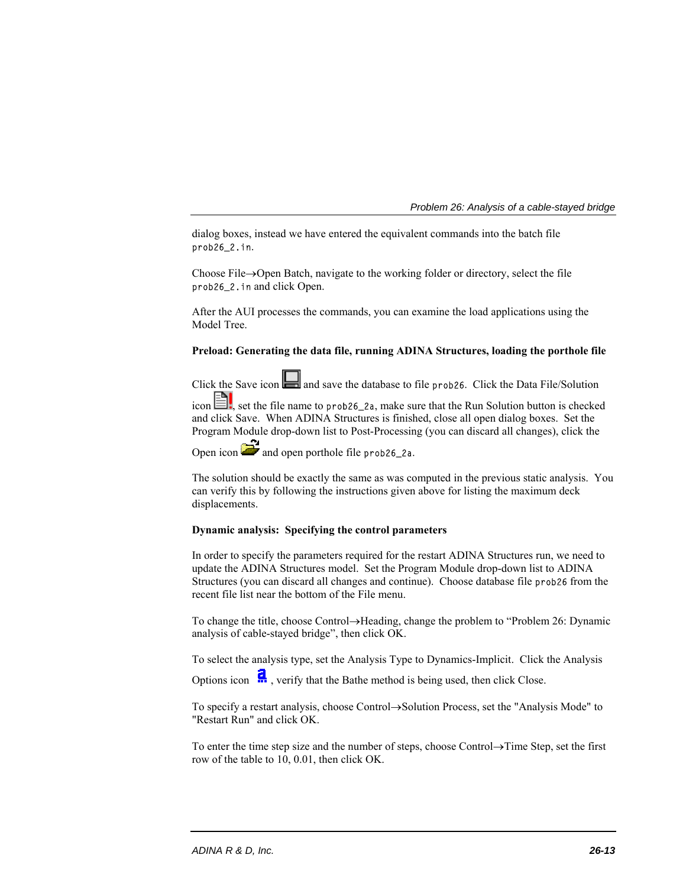dialog boxes, instead we have entered the equivalent commands into the batch file `prob26_2.in`.

Choose File→Open Batch, navigate to the working folder or directory, select the file `prob26_2.in` and click Open.

After the AUI processes the commands, you can examine the load applications using the Model Tree.

**Preload: Generating the data file, running ADINA Structures, loading the porthole file**

Click the Save icon and save the database to file `prob26`. Click the Data File/Solution icon, set the file name to `prob26_2a`, make sure that the Run Solution button is checked and click Save. When ADINA Structures is finished, close all open dialog boxes. Set the Program Module drop-down list to Post-Processing (you can discard all changes), click the Open icon and open porthole file `prob26_2a`.

The solution should be exactly the same as was computed in the previous static analysis. You can verify this by following the instructions given above for listing the maximum deck displacements.

**Dynamic analysis: Specifying the control parameters**

In order to specify the parameters required for the restart ADINA Structures run, we need to update the ADINA Structures model. Set the Program Module drop-down list to ADINA Structures (you can discard all changes and continue). Choose database file `prob26` from the recent file list near the bottom of the File menu.

To change the title, choose Control→Heading, change the problem to "Problem 26: Dynamic analysis of cable-stayed bridge", then click OK.

To select the analysis type, set the Analysis Type to Dynamics-Implicit. Click the Analysis Options icon, verify that the Bathe method is being used, then click Close.

To specify a restart analysis, choose Control→Solution Process, set the "Analysis Mode" to "Restart Run" and click OK.

To enter the time step size and the number of steps, choose Control→Time Step, set the first row of the table to 10, 0.01, then click OK.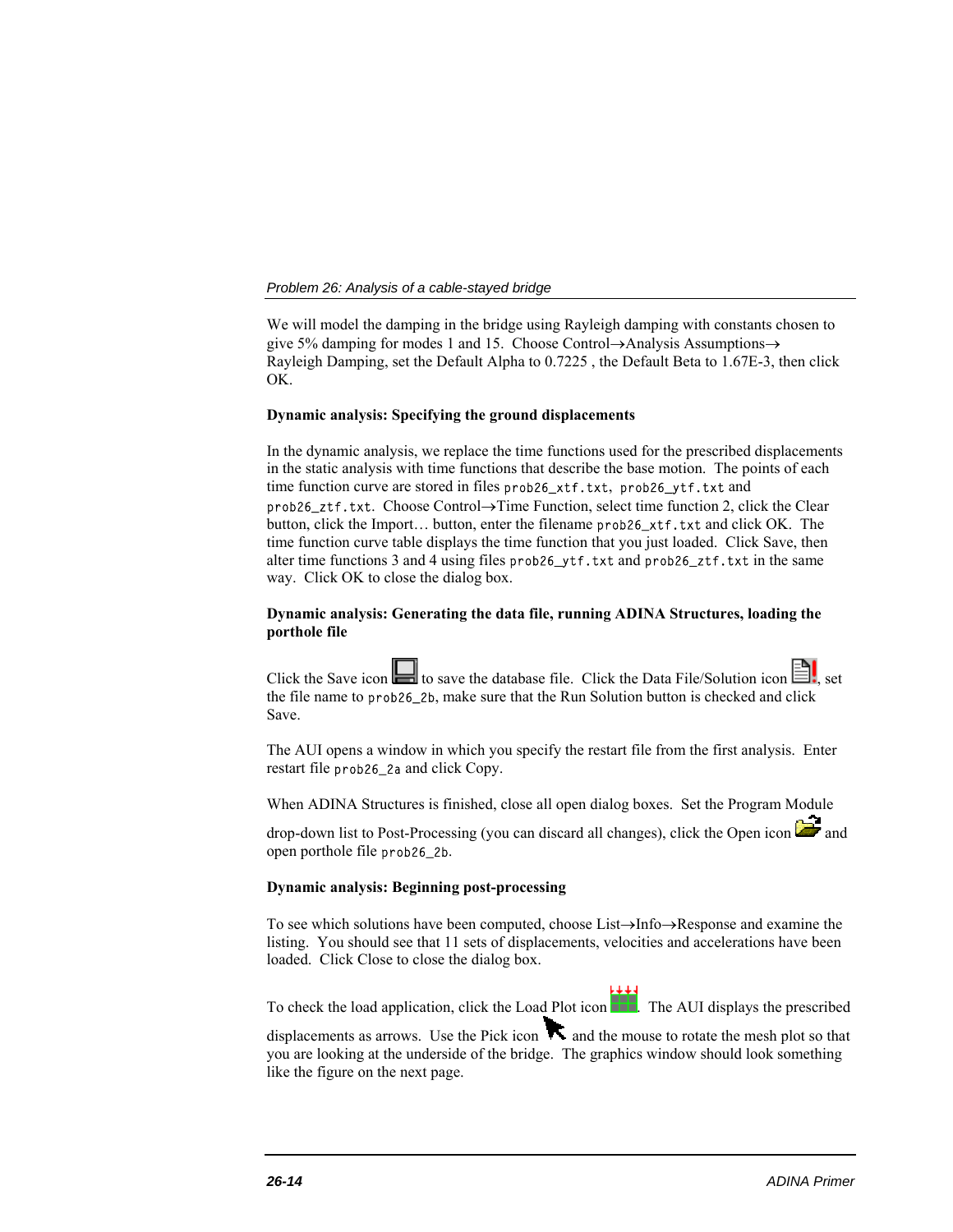We will model the damping in the bridge using Rayleigh damping with constants chosen to give 5% damping for modes 1 and 15. Choose Control→Analysis Assumptions→ Rayleigh Damping, set the Default Alpha to 0.7225 , the Default Beta to 1.67E-3, then click OK.

**Dynamic analysis: Specifying the ground displacements**

In the dynamic analysis, we replace the time functions used for the prescribed displacements in the static analysis with time functions that describe the base motion. The points of each time function curve are stored in files `prob26_xtf.txt`, `prob26_ytf.txt` and `prob26_ztf.txt`. Choose Control→Time Function, select time function 2, click the Clear button, click the Import… button, enter the filename `prob26_xtf.txt` and click OK. The time function curve table displays the time function that you just loaded. Click Save, then alter time functions 3 and 4 using files `prob26_ytf.txt` and `prob26_ztf.txt` in the same way. Click OK to close the dialog box.

**Dynamic analysis: Generating the data file, running ADINA Structures, loading the porthole file**

Click the Save icon to save the database file. Click the Data File/Solution icon, set the file name to `prob26_2b`, make sure that the Run Solution button is checked and click Save.

The AUI opens a window in which you specify the restart file from the first analysis. Enter restart file `prob26_2a` and click Copy.

When ADINA Structures is finished, close all open dialog boxes. Set the Program Module drop-down list to Post-Processing (you can discard all changes), click the Open icon and open porthole file `prob26_2b`.

**Dynamic analysis: Beginning post-processing**

To see which solutions have been computed, choose List→Info→Response and examine the listing. You should see that 11 sets of displacements, velocities and accelerations have been loaded. Click Close to close the dialog box.

To check the load application, click the Load Plot icon. The AUI displays the prescribed displacements as arrows. Use the Pick icon and the mouse to rotate the mesh plot so that you are looking at the underside of the bridge. The graphics window should look something like the figure on the next page.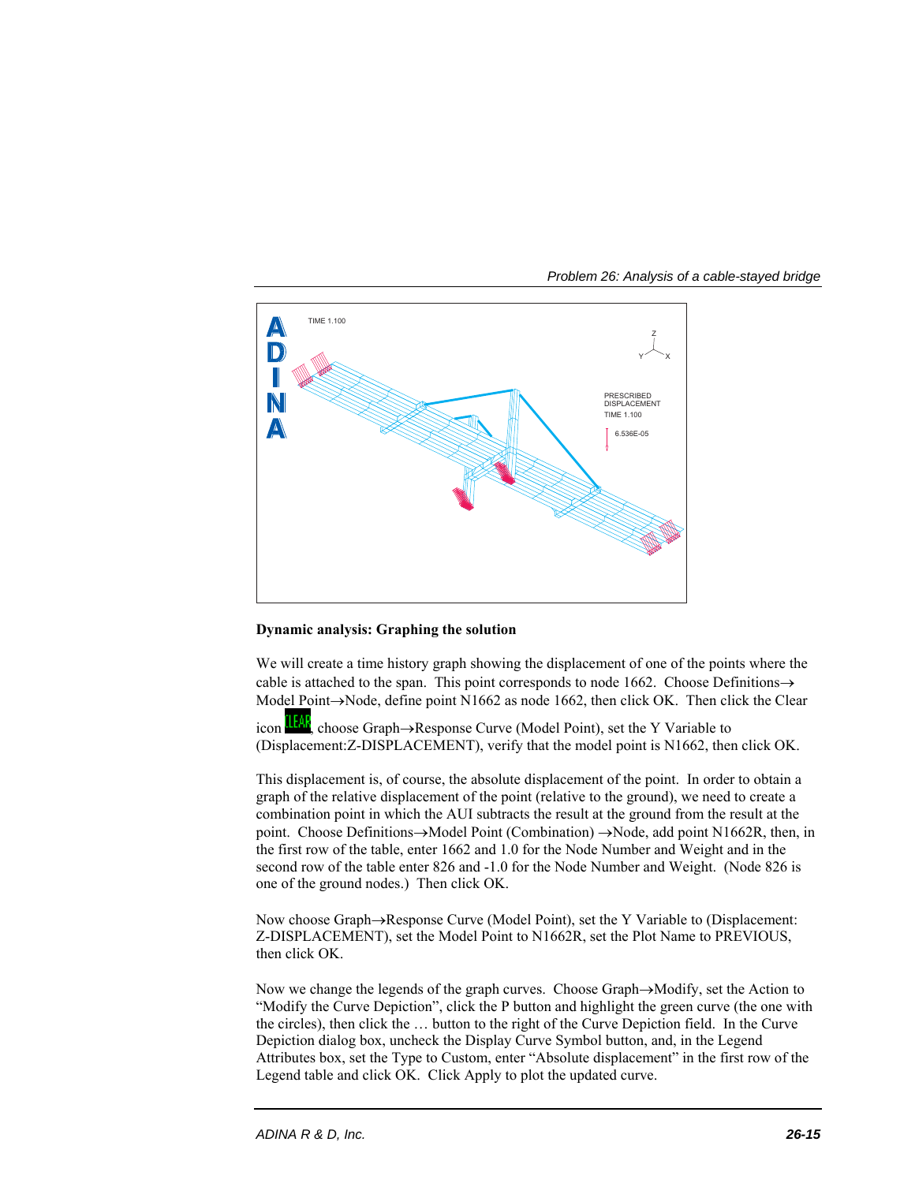## Dynamic analysis: Graphing the solution

We will create a time history graph showing the displacement of one of the points where the cable is attached to the span. This point corresponds to node 1662. Choose Definitions→ Model Point→Node, define point N1662 as node 1662, then click OK. Then click the Clear icon, choose Graph→Response Curve (Model Point), set the Y Variable to (Displacement:Z-DISPLACEMENT), verify that the model point is N1662, then click OK.

This displacement is, of course, the absolute displacement of the point. In order to obtain a graph of the relative displacement of the point (relative to the ground), we need to create a combination point in which the AUI subtracts the result at the ground from the result at the point. Choose Definitions→Model Point (Combination) →Node, add point N1662R, then, in the first row of the table, enter 1662 and 1.0 for the Node Number and Weight and in the second row of the table enter 826 and -1.0 for the Node Number and Weight. (Node 826 is one of the ground nodes.) Then click OK.

Now choose Graph→Response Curve (Model Point), set the Y Variable to (Displacement: Z-DISPLACEMENT), set the Model Point to N1662R, set the Plot Name to PREVIOUS, then click OK.

Now we change the legends of the graph curves. Choose Graph→Modify, set the Action to "Modify the Curve Depiction", click the P button and highlight the green curve (the one with the circles), then click the … button to the right of the Curve Depiction field. In the Curve Depiction dialog box, uncheck the Display Curve Symbol button, and, in the Legend Attributes box, set the Type to Custom, enter "Absolute displacement" in the first row of the Legend table and click OK. Click Apply to plot the updated curve.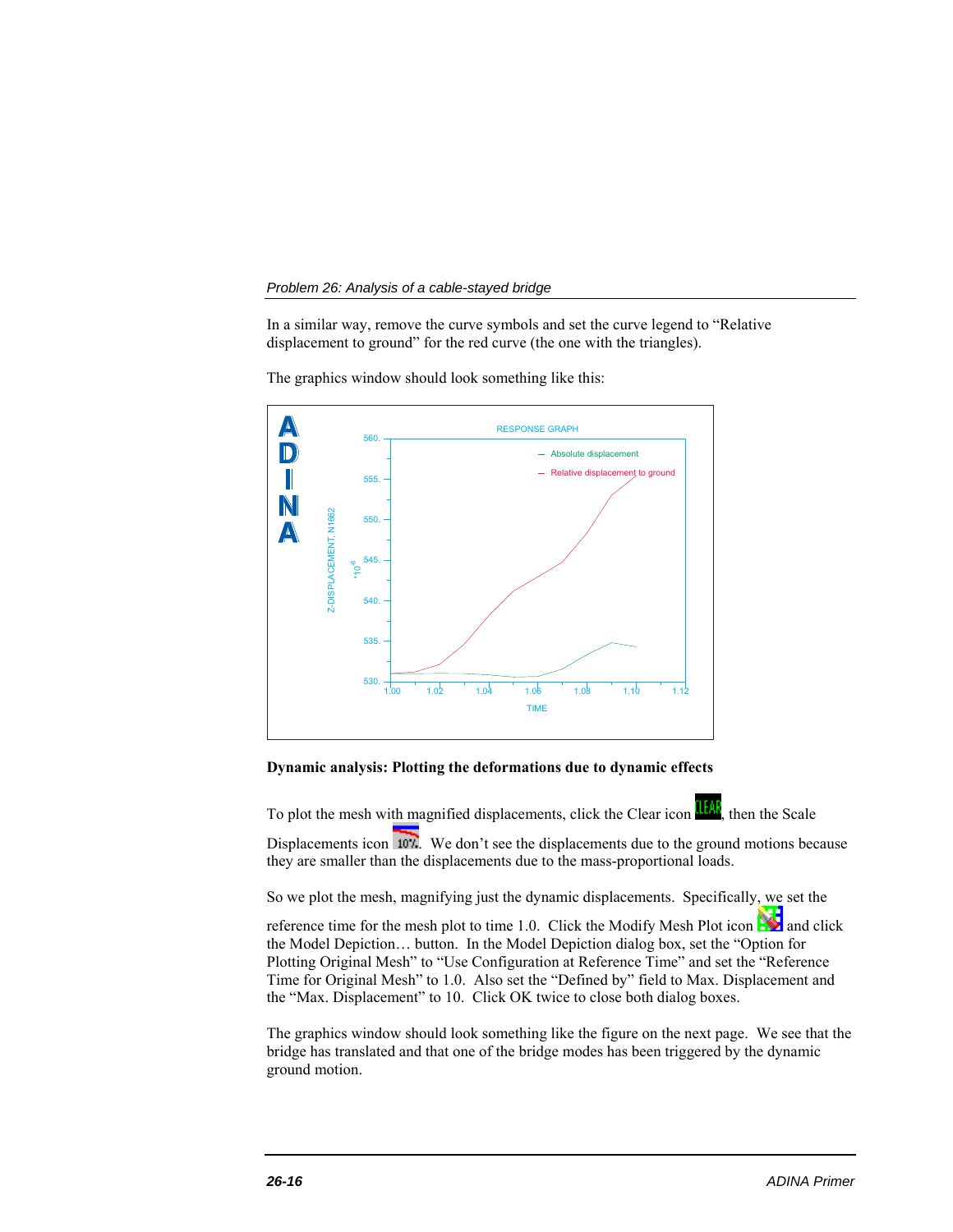In a similar way, remove the curve symbols and set the curve legend to “Relative displacement to ground” for the red curve (the one with the triangles).

The graphics window should look something like this:

**Dynamic analysis: Plotting the deformations due to dynamic effects**

To plot the mesh with magnified displacements, click the Clear icon, then the Scale Displacements icon. We don’t see the displacements due to the ground motions because they are smaller than the displacements due to the mass-proportional loads.

So we plot the mesh, magnifying just the dynamic displacements. Specifically, we set the reference time for the mesh plot to time 1.0. Click the Modify Mesh Plot icon and click the Model Depiction… button. In the Model Depiction dialog box, set the “Option for Plotting Original Mesh” to “Use Configuration at Reference Time” and set the “Reference Time for Original Mesh” to 1.0. Also set the “Defined by” field to Max. Displacement and the “Max. Displacement” to 10. Click OK twice to close both dialog boxes.

The graphics window should look something like the figure on the next page. We see that the bridge has translated and that one of the bridge modes has been triggered by the dynamic ground motion.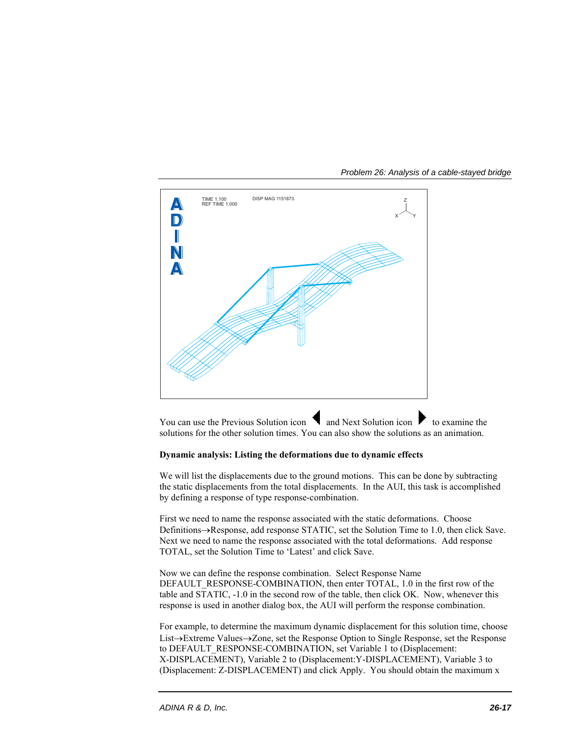You can use the Previous Solution icon and Next Solution icon to examine the solutions for the other solution times. You can also show the solutions as an animation.

**Dynamic analysis: Listing the deformations due to dynamic effects**

We will list the displacements due to the ground motions. This can be done by subtracting the static displacements from the total displacements. In the AUI, this task is accomplished by defining a response of type response-combination.

First we need to name the response associated with the static deformations. Choose Definitions→Response, add response STATIC, set the Solution Time to 1.0, then click Save. Next we need to name the response associated with the total deformations. Add response TOTAL, set the Solution Time to 'Latest' and click Save.

Now we can define the response combination. Select Response Name DEFAULT_RESPONSE-COMBINATION, then enter TOTAL, 1.0 in the first row of the table and STATIC, -1.0 in the second row of the table, then click OK. Now, whenever this response is used in another dialog box, the AUI will perform the response combination.

For example, to determine the maximum dynamic displacement for this solution time, choose List→Extreme Values→Zone, set the Response Option to Single Response, set the Response to DEFAULT_RESPONSE-COMBINATION, set Variable 1 to (Displacement: X-DISPLACEMENT), Variable 2 to (Displacement:Y-DISPLACEMENT), Variable 3 to (Displacement: Z-DISPLACEMENT) and click Apply. You should obtain the maximum x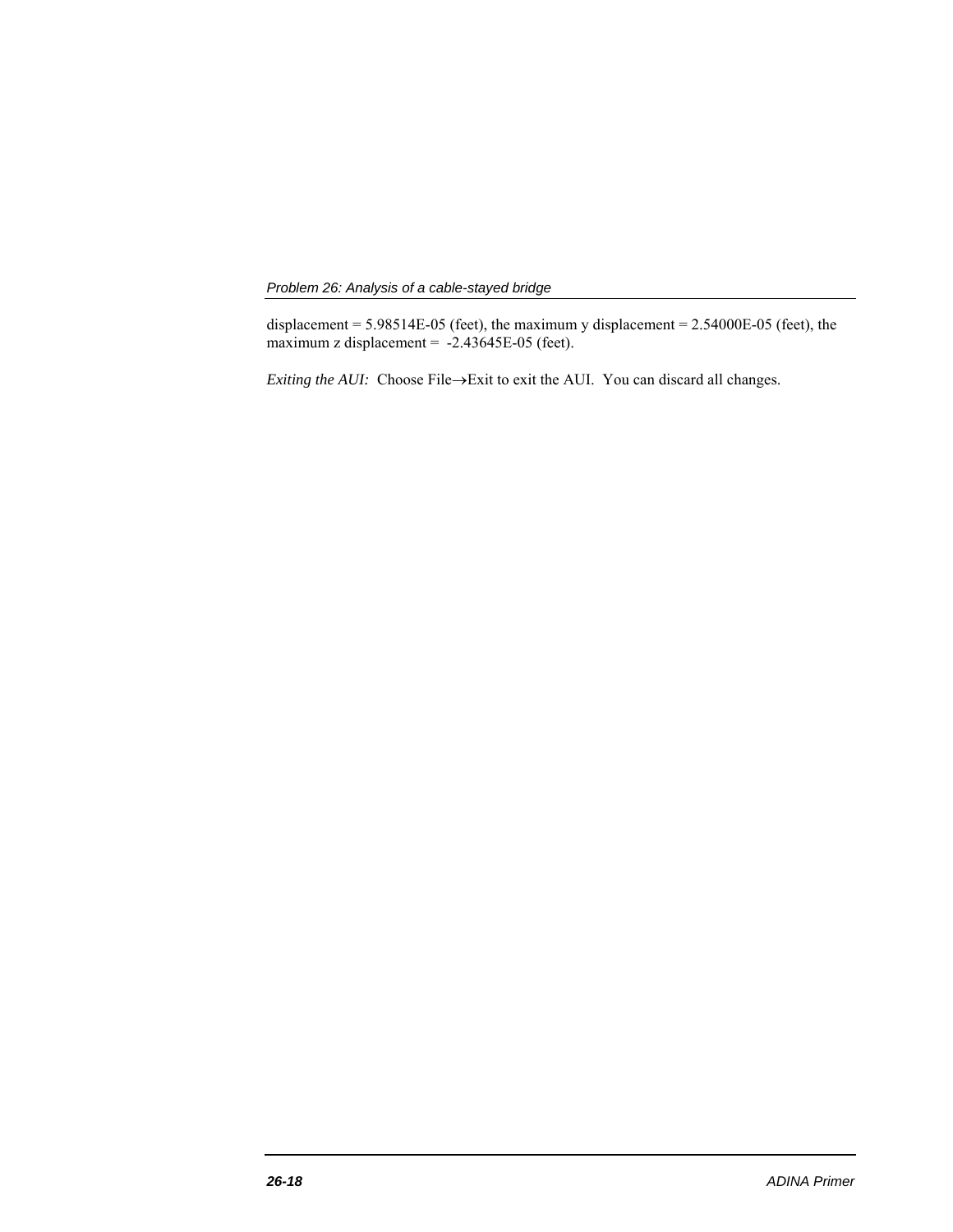displacement = 5.98514E-05 (feet), the maximum y displacement = 2.54000E-05 (feet), the maximum z displacement = -2.43645E-05 (feet).

*Exiting the AUI:* Choose File→Exit to exit the AUI. You can discard all changes.